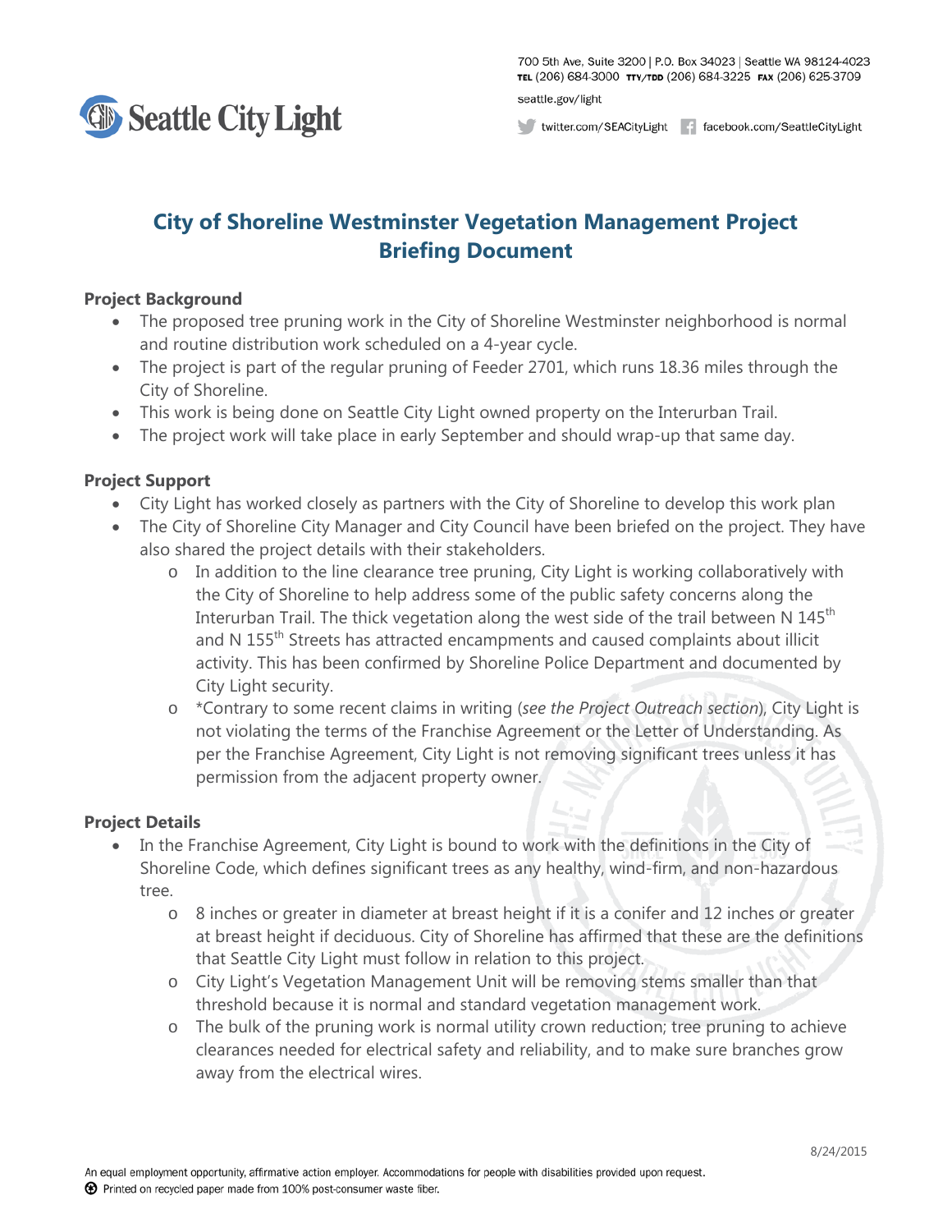700 5th Ave, Suite 3200 | P.O. Box 34023 | Seattle WA 98124-4023
TEL (206) 684-3000 TTY/TDD (206) 684-3225 FAX (206) 625-3709

seattle.gov/light

twitter.com/SEACityLight facebook.com/SeattleCityLight

Seattle City Light

# City of Shoreline Westminster Vegetation Management Project Briefing Document

**Project Background**

- The proposed tree pruning work in the City of Shoreline Westminster neighborhood is normal and routine distribution work scheduled on a 4-year cycle.
- The project is part of the regular pruning of Feeder 2701, which runs 18.36 miles through the City of Shoreline.
- This work is being done on Seattle City Light owned property on the Interurban Trail.
- The project work will take place in early September and should wrap-up that same day.

**Project Support**

- City Light has worked closely as partners with the City of Shoreline to develop this work plan
- The City of Shoreline City Manager and City Council have been briefed on the project. They have also shared the project details with their stakeholders.
  - In addition to the line clearance tree pruning, City Light is working collaboratively with the City of Shoreline to help address some of the public safety concerns along the Interurban Trail. The thick vegetation along the west side of the trail between N 145th and N 155th Streets has attracted encampments and caused complaints about illicit activity. This has been confirmed by Shoreline Police Department and documented by City Light security.
  - *Contrary to some recent claims in writing (*see the Project Outreach section*), City Light is not violating the terms of the Franchise Agreement or the Letter of Understanding. As per the Franchise Agreement, City Light is not removing significant trees unless it has permission from the adjacent property owner.

**Project Details**

- In the Franchise Agreement, City Light is bound to work with the definitions in the City of Shoreline Code, which defines significant trees as any healthy, wind-firm, and non-hazardous tree.
  - 8 inches or greater in diameter at breast height if it is a conifer and 12 inches or greater at breast height if deciduous. City of Shoreline has affirmed that these are the definitions that Seattle City Light must follow in relation to this project.
  - City Light's Vegetation Management Unit will be removing stems smaller than that threshold because it is normal and standard vegetation management work.
  - The bulk of the pruning work is normal utility crown reduction; tree pruning to achieve clearances needed for electrical safety and reliability, and to make sure branches grow away from the electrical wires.

8/24/2015

An equal employment opportunity, affirmative action employer. Accommodations for people with disabilities provided upon request.
Printed on recycled paper made from 100% post-consumer waste fiber.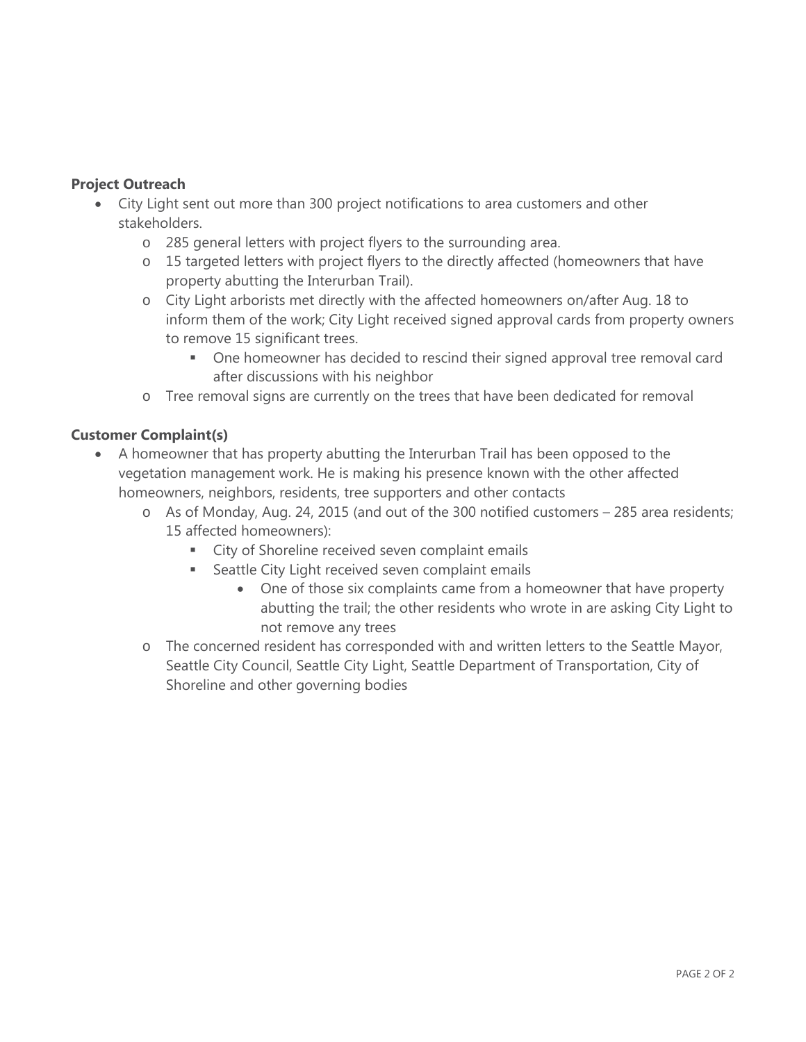**Project Outreach**

- City Light sent out more than 300 project notifications to area customers and other stakeholders.
  - 285 general letters with project flyers to the surrounding area.
  - 15 targeted letters with project flyers to the directly affected (homeowners that have property abutting the Interurban Trail).
  - City Light arborists met directly with the affected homeowners on/after Aug. 18 to inform them of the work; City Light received signed approval cards from property owners to remove 15 significant trees.
    - One homeowner has decided to rescind their signed approval tree removal card after discussions with his neighbor
  - Tree removal signs are currently on the trees that have been dedicated for removal

**Customer Complaint(s)**

- A homeowner that has property abutting the Interurban Trail has been opposed to the vegetation management work. He is making his presence known with the other affected homeowners, neighbors, residents, tree supporters and other contacts
  - As of Monday, Aug. 24, 2015 (and out of the 300 notified customers – 285 area residents; 15 affected homeowners):
    - City of Shoreline received seven complaint emails
    - Seattle City Light received seven complaint emails
      - One of those six complaints came from a homeowner that have property abutting the trail; the other residents who wrote in are asking City Light to not remove any trees
  - The concerned resident has corresponded with and written letters to the Seattle Mayor, Seattle City Council, Seattle City Light, Seattle Department of Transportation, City of Shoreline and other governing bodies